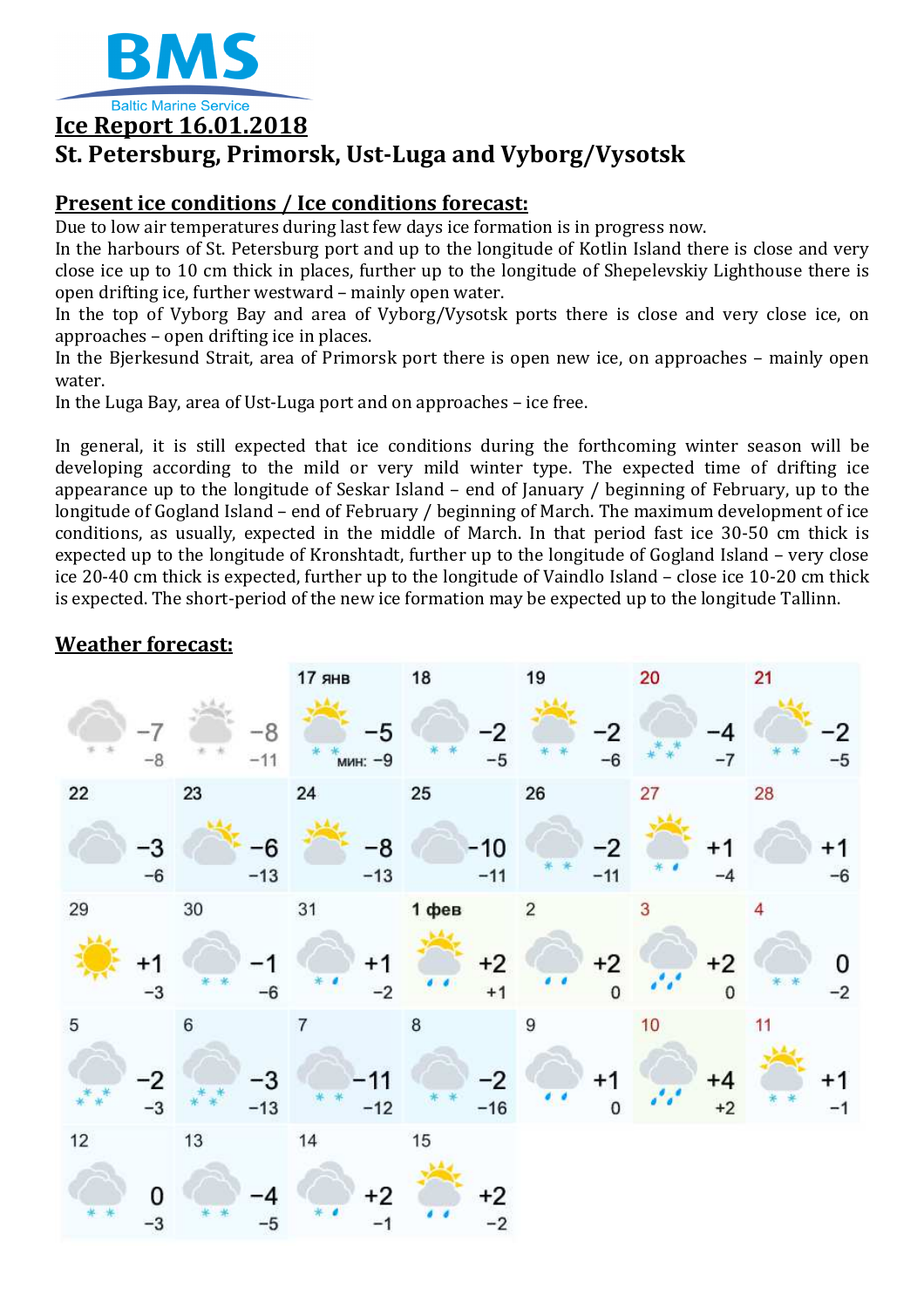**BMS**
Baltic Marine Service

# Ice Report 16.01.2018

## St. Petersburg, Primorsk, Ust-Luga and Vyborg/Vysotsk

### Present ice conditions / Ice conditions forecast:

Due to low air temperatures during last few days ice formation is in progress now.

In the harbours of St. Petersburg port and up to the longitude of Kotlin Island there is close and very close ice up to 10 cm thick in places, further up to the longitude of Shepelevskiy Lighthouse there is open drifting ice, further westward – mainly open water.

In the top of Vyborg Bay and area of Vyborg/Vysotsk ports there is close and very close ice, on approaches – open drifting ice in places.

In the Bjerkesund Strait, area of Primorsk port there is open new ice, on approaches – mainly open water.

In the Luga Bay, area of Ust-Luga port and on approaches – ice free.

In general, it is still expected that ice conditions during the forthcoming winter season will be developing according to the mild or very mild winter type. The expected time of drifting ice appearance up to the longitude of Seskar Island – end of January / beginning of February, up to the longitude of Gogland Island – end of February / beginning of March. The maximum development of ice conditions, as usually, expected in the middle of March. In that period fast ice 30-50 cm thick is expected up to the longitude of Kronshtadt, further up to the longitude of Gogland Island – very close ice 20-40 cm thick is expected, further up to the longitude of Vaindlo Island – close ice 10-20 cm thick is expected. The short-period of the new ice formation may be expected up to the longitude Tallinn.

### Weather forecast:

| | | | | | | |
|---|---|---|---|---|---|---|
| −7 / −8 | −8 / −11 | 17 янв −5 / мин: −9 | 18 −2 / −5 | 19 −2 / −6 | 20 −4 / −7 | 21 −2 / −5 |
| 22 −3 / −6 | 23 −6 / −13 | 24 −8 / −13 | 25 −10 / −11 | 26 −2 / −11 | 27 +1 / −4 | 28 +1 / −6 |
| 29 +1 / −3 | 30 −1 / −6 | 31 +1 / −2 | 1 фев +2 / +1 | 2 +2 / 0 | 3 +2 / 0 | 4 0 / −2 |
| 5 −2 / −3 | 6 −3 / −13 | 7 −11 / −12 | 8 −2 / −16 | 9 +1 / 0 | 10 +4 / +2 | 11 +1 / −1 |
| 12 0 / −3 | 13 −4 / −5 | 14 +2 / −1 | 15 +2 / −2 | | | |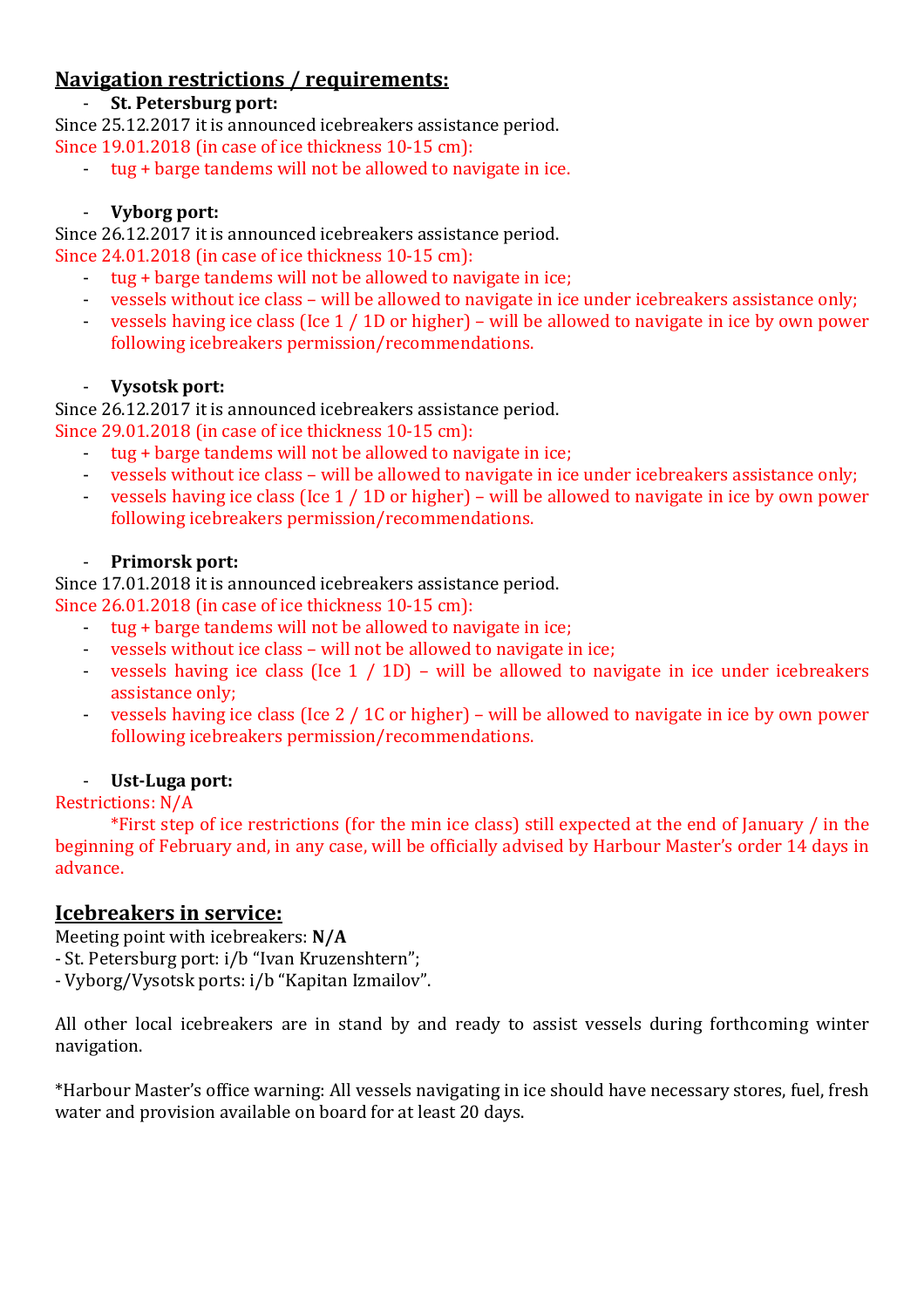## Navigation restrictions / requirements:

- **St. Petersburg port:**

Since 25.12.2017 it is announced icebreakers assistance period.
Since 19.01.2018 (in case of ice thickness 10-15 cm):

- tug + barge tandems will not be allowed to navigate in ice.

- **Vyborg port:**

Since 26.12.2017 it is announced icebreakers assistance period.
Since 24.01.2018 (in case of ice thickness 10-15 cm):

- tug + barge tandems will not be allowed to navigate in ice;
- vessels without ice class – will be allowed to navigate in ice under icebreakers assistance only;
- vessels having ice class (Ice 1 / 1D or higher) – will be allowed to navigate in ice by own power following icebreakers permission/recommendations.

- **Vysotsk port:**

Since 26.12.2017 it is announced icebreakers assistance period.
Since 29.01.2018 (in case of ice thickness 10-15 cm):

- tug + barge tandems will not be allowed to navigate in ice;
- vessels without ice class – will be allowed to navigate in ice under icebreakers assistance only;
- vessels having ice class (Ice 1 / 1D or higher) – will be allowed to navigate in ice by own power following icebreakers permission/recommendations.

- **Primorsk port:**

Since 17.01.2018 it is announced icebreakers assistance period.
Since 26.01.2018 (in case of ice thickness 10-15 cm):

- tug + barge tandems will not be allowed to navigate in ice;
- vessels without ice class – will not be allowed to navigate in ice;
- vessels having ice class (Ice 1 / 1D) – will be allowed to navigate in ice under icebreakers assistance only;
- vessels having ice class (Ice 2 / 1C or higher) – will be allowed to navigate in ice by own power following icebreakers permission/recommendations.

- **Ust-Luga port:**

Restrictions: N/A

*First step of ice restrictions (for the min ice class) still expected at the end of January / in the beginning of February and, in any case, will be officially advised by Harbour Master's order 14 days in advance.

## Icebreakers in service:

Meeting point with icebreakers: **N/A**
- St. Petersburg port: i/b "Ivan Kruzenshtern";
- Vyborg/Vysotsk ports: i/b "Kapitan Izmailov".

All other local icebreakers are in stand by and ready to assist vessels during forthcoming winter navigation.

*Harbour Master's office warning: All vessels navigating in ice should have necessary stores, fuel, fresh water and provision available on board for at least 20 days.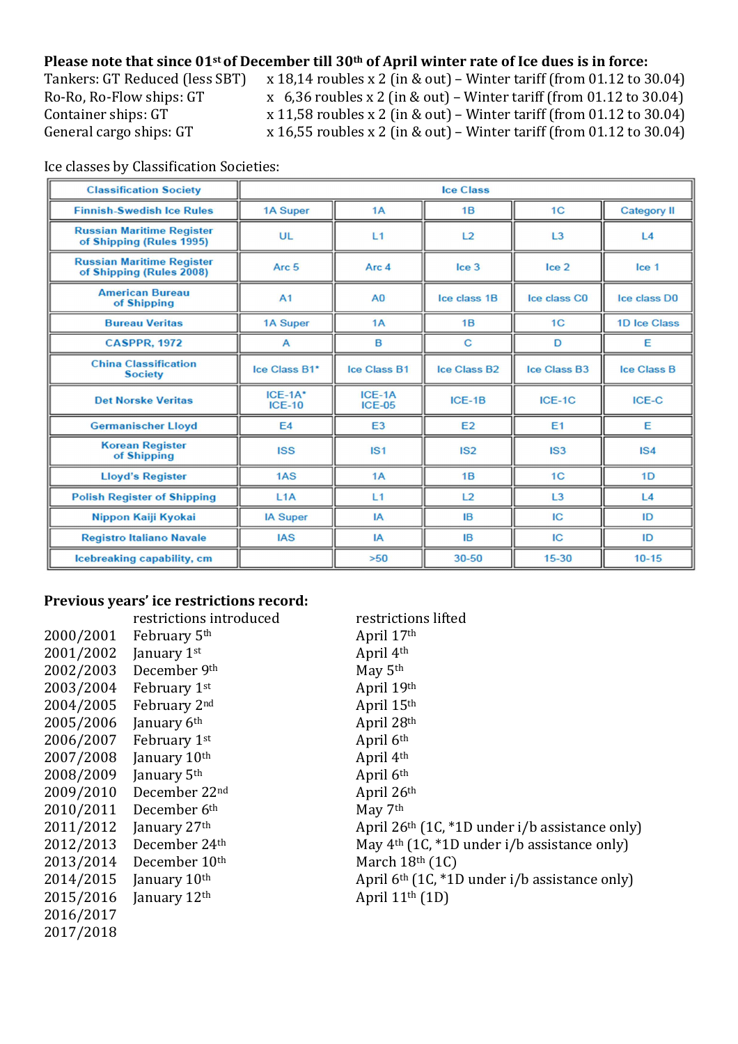**Please note that since 01[st] of December till 30[th] of April winter rate of Ice dues is in force:**

| | |
|---|---|
| Tankers: GT Reduced (less SBT) | x 18,14 roubles x 2 (in & out) – Winter tariff (from 01.12 to 30.04) |
| Ro-Ro, Ro-Flow ships: GT | x 6,36 roubles x 2 (in & out) – Winter tariff (from 01.12 to 30.04) |
| Container ships: GT | x 11,58 roubles x 2 (in & out) – Winter tariff (from 01.12 to 30.04) |
| General cargo ships: GT | x 16,55 roubles x 2 (in & out) – Winter tariff (from 01.12 to 30.04) |

Ice classes by Classification Societies:

| Classification Society | Ice Class | | | | |
|---|---|---|---|---|---|
| Finnish-Swedish Ice Rules | 1A Super | 1A | 1B | 1C | Category II |
| Russian Maritime Register of Shipping (Rules 1995) | UL | L1 | L2 | L3 | L4 |
| Russian Maritime Register of Shipping (Rules 2008) | Arc 5 | Arc 4 | Ice 3 | Ice 2 | Ice 1 |
| American Bureau of Shipping | A1 | A0 | Ice class 1B | Ice class C0 | Ice class D0 |
| Bureau Veritas | 1A Super | 1A | 1B | 1C | 1D Ice Class |
| CASPPR, 1972 | A | B | C | D | E |
| China Classification Society | Ice Class B1* | Ice Class B1 | Ice Class B2 | Ice Class B3 | Ice Class B |
| Det Norske Veritas | ICE-1A* ICE-10 | ICE-1A ICE-05 | ICE-1B | ICE-1C | ICE-C |
| Germanischer Lloyd | E4 | E3 | E2 | E1 | E |
| Korean Register of Shipping | ISS | IS1 | IS2 | IS3 | IS4 |
| Lloyd's Register | 1AS | 1A | 1B | 1C | 1D |
| Polish Register of Shipping | L1A | L1 | L2 | L3 | L4 |
| Nippon Kaiji Kyokai | IA Super | IA | IB | IC | ID |
| Registro Italiano Navale | IAS | IA | IB | IC | ID |
| Icebreaking capability, cm | | >50 | 30-50 | 15-30 | 10-15 |

**Previous years' ice restrictions record:**

| | restrictions introduced | restrictions lifted |
|---|---|---|
| 2000/2001 | February 5[th] | April 17[th] |
| 2001/2002 | January 1[st] | April 4[th] |
| 2002/2003 | December 9[th] | May 5[th] |
| 2003/2004 | February 1[st] | April 19[th] |
| 2004/2005 | February 2[nd] | April 15[th] |
| 2005/2006 | January 6[th] | April 28[th] |
| 2006/2007 | February 1[st] | April 6[th] |
| 2007/2008 | January 10[th] | April 4[th] |
| 2008/2009 | January 5[th] | April 6[th] |
| 2009/2010 | December 22[nd] | April 26[th] |
| 2010/2011 | December 6[th] | May 7[th] |
| 2011/2012 | January 27[th] | April 26[th] (1C, *1D under i/b assistance only) |
| 2012/2013 | December 24[th] | May 4[th] (1C, *1D under i/b assistance only) |
| 2013/2014 | December 10[th] | March 18[th] (1C) |
| 2014/2015 | January 10[th] | April 6[th] (1C, *1D under i/b assistance only) |
| 2015/2016 | January 12[th] | April 11[th] (1D) |
| 2016/2017 | | |
| 2017/2018 | | |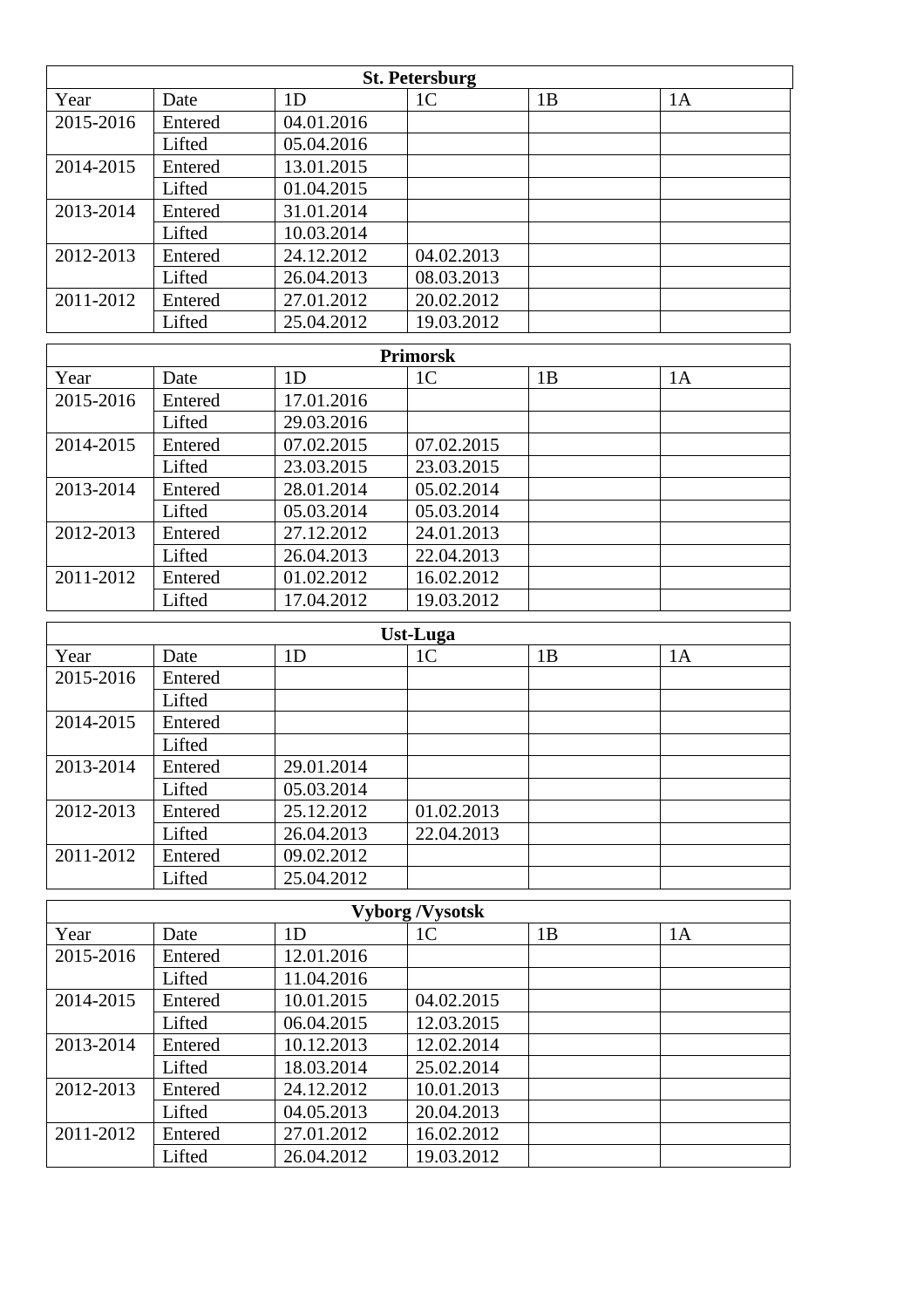| St. Petersburg | | | | | |
|---|---|---|---|---|---|
| Year | Date | 1D | 1C | 1B | 1A |
| 2015-2016 | Entered | 04.01.2016 | | | |
| | Lifted | 05.04.2016 | | | |
| 2014-2015 | Entered | 13.01.2015 | | | |
| | Lifted | 01.04.2015 | | | |
| 2013-2014 | Entered | 31.01.2014 | | | |
| | Lifted | 10.03.2014 | | | |
| 2012-2013 | Entered | 24.12.2012 | 04.02.2013 | | |
| | Lifted | 26.04.2013 | 08.03.2013 | | |
| 2011-2012 | Entered | 27.01.2012 | 20.02.2012 | | |
| | Lifted | 25.04.2012 | 19.03.2012 | | |

| Primorsk | | | | | |
|---|---|---|---|---|---|
| Year | Date | 1D | 1C | 1B | 1A |
| 2015-2016 | Entered | 17.01.2016 | | | |
| | Lifted | 29.03.2016 | | | |
| 2014-2015 | Entered | 07.02.2015 | 07.02.2015 | | |
| | Lifted | 23.03.2015 | 23.03.2015 | | |
| 2013-2014 | Entered | 28.01.2014 | 05.02.2014 | | |
| | Lifted | 05.03.2014 | 05.03.2014 | | |
| 2012-2013 | Entered | 27.12.2012 | 24.01.2013 | | |
| | Lifted | 26.04.2013 | 22.04.2013 | | |
| 2011-2012 | Entered | 01.02.2012 | 16.02.2012 | | |
| | Lifted | 17.04.2012 | 19.03.2012 | | |

| Ust-Luga | | | | | |
|---|---|---|---|---|---|
| Year | Date | 1D | 1C | 1B | 1A |
| 2015-2016 | Entered | | | | |
| | Lifted | | | | |
| 2014-2015 | Entered | | | | |
| | Lifted | | | | |
| 2013-2014 | Entered | 29.01.2014 | | | |
| | Lifted | 05.03.2014 | | | |
| 2012-2013 | Entered | 25.12.2012 | 01.02.2013 | | |
| | Lifted | 26.04.2013 | 22.04.2013 | | |
| 2011-2012 | Entered | 09.02.2012 | | | |
| | Lifted | 25.04.2012 | | | |

| Vyborg /Vysotsk | | | | | |
|---|---|---|---|---|---|
| Year | Date | 1D | 1C | 1B | 1A |
| 2015-2016 | Entered | 12.01.2016 | | | |
| | Lifted | 11.04.2016 | | | |
| 2014-2015 | Entered | 10.01.2015 | 04.02.2015 | | |
| | Lifted | 06.04.2015 | 12.03.2015 | | |
| 2013-2014 | Entered | 10.12.2013 | 12.02.2014 | | |
| | Lifted | 18.03.2014 | 25.02.2014 | | |
| 2012-2013 | Entered | 24.12.2012 | 10.01.2013 | | |
| | Lifted | 04.05.2013 | 20.04.2013 | | |
| 2011-2012 | Entered | 27.01.2012 | 16.02.2012 | | |
| | Lifted | 26.04.2012 | 19.03.2012 | | |